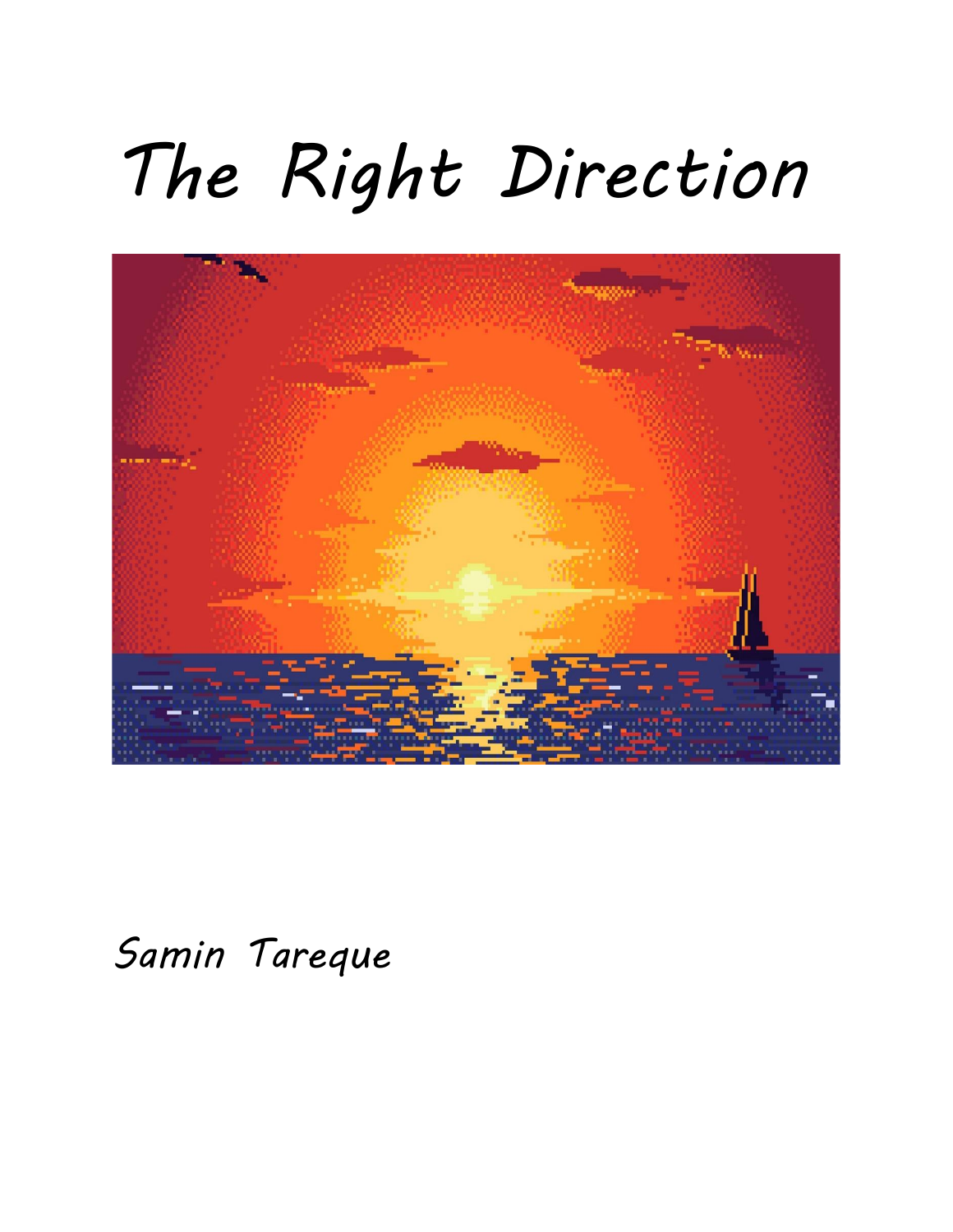# The Right Direction

Samin Tareque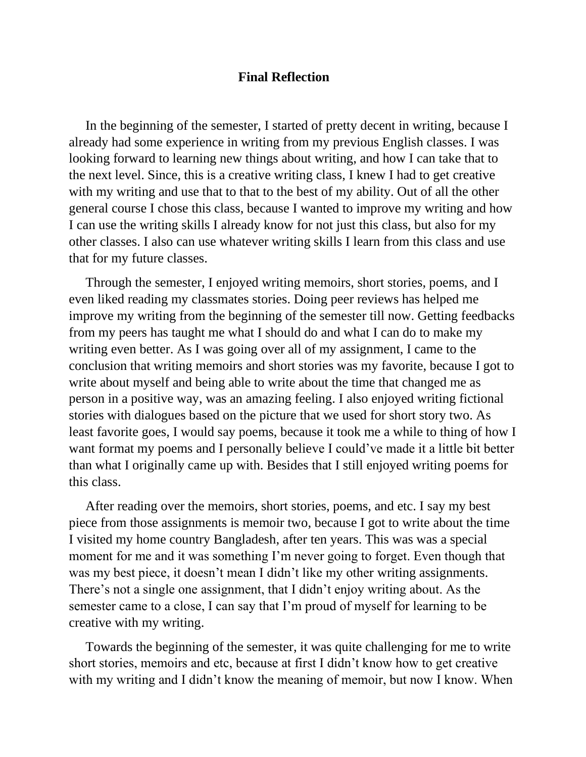## Final Reflection

In the beginning of the semester, I started of pretty decent in writing, because I already had some experience in writing from my previous English classes. I was looking forward to learning new things about writing, and how I can take that to the next level. Since, this is a creative writing class, I knew I had to get creative with my writing and use that to that to the best of my ability. Out of all the other general course I chose this class, because I wanted to improve my writing and how I can use the writing skills I already know for not just this class, but also for my other classes. I also can use whatever writing skills I learn from this class and use that for my future classes.

Through the semester, I enjoyed writing memoirs, short stories, poems, and I even liked reading my classmates stories. Doing peer reviews has helped me improve my writing from the beginning of the semester till now. Getting feedbacks from my peers has taught me what I should do and what I can do to make my writing even better. As I was going over all of my assignment, I came to the conclusion that writing memoirs and short stories was my favorite, because I got to write about myself and being able to write about the time that changed me as person in a positive way, was an amazing feeling. I also enjoyed writing fictional stories with dialogues based on the picture that we used for short story two. As least favorite goes, I would say poems, because it took me a while to thing of how I want format my poems and I personally believe I could've made it a little bit better than what I originally came up with. Besides that I still enjoyed writing poems for this class.

After reading over the memoirs, short stories, poems, and etc. I say my best piece from those assignments is memoir two, because I got to write about the time I visited my home country Bangladesh, after ten years. This was was a special moment for me and it was something I'm never going to forget. Even though that was my best piece, it doesn't mean I didn't like my other writing assignments. There's not a single one assignment, that I didn't enjoy writing about. As the semester came to a close, I can say that I'm proud of myself for learning to be creative with my writing.

Towards the beginning of the semester, it was quite challenging for me to write short stories, memoirs and etc, because at first I didn't know how to get creative with my writing and I didn't know the meaning of memoir, but now I know. When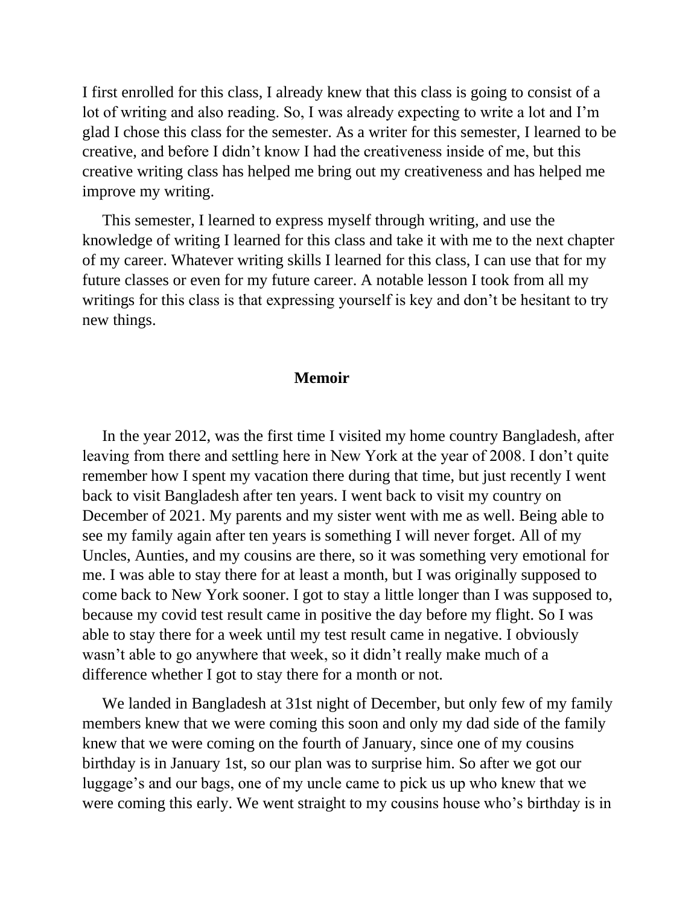I first enrolled for this class, I already knew that this class is going to consist of a lot of writing and also reading. So, I was already expecting to write a lot and I'm glad I chose this class for the semester. As a writer for this semester, I learned to be creative, and before I didn't know I had the creativeness inside of me, but this creative writing class has helped me bring out my creativeness and has helped me improve my writing.

This semester, I learned to express myself through writing, and use the knowledge of writing I learned for this class and take it with me to the next chapter of my career. Whatever writing skills I learned for this class, I can use that for my future classes or even for my future career. A notable lesson I took from all my writings for this class is that expressing yourself is key and don't be hesitant to try new things.

## Memoir

In the year 2012, was the first time I visited my home country Bangladesh, after leaving from there and settling here in New York at the year of 2008. I don't quite remember how I spent my vacation there during that time, but just recently I went back to visit Bangladesh after ten years. I went back to visit my country on December of 2021. My parents and my sister went with me as well. Being able to see my family again after ten years is something I will never forget. All of my Uncles, Aunties, and my cousins are there, so it was something very emotional for me. I was able to stay there for at least a month, but I was originally supposed to come back to New York sooner. I got to stay a little longer than I was supposed to, because my covid test result came in positive the day before my flight. So I was able to stay there for a week until my test result came in negative. I obviously wasn't able to go anywhere that week, so it didn't really make much of a difference whether I got to stay there for a month or not.

We landed in Bangladesh at 31st night of December, but only few of my family members knew that we were coming this soon and only my dad side of the family knew that we were coming on the fourth of January, since one of my cousins birthday is in January 1st, so our plan was to surprise him. So after we got our luggage's and our bags, one of my uncle came to pick us up who knew that we were coming this early. We went straight to my cousins house who's birthday is in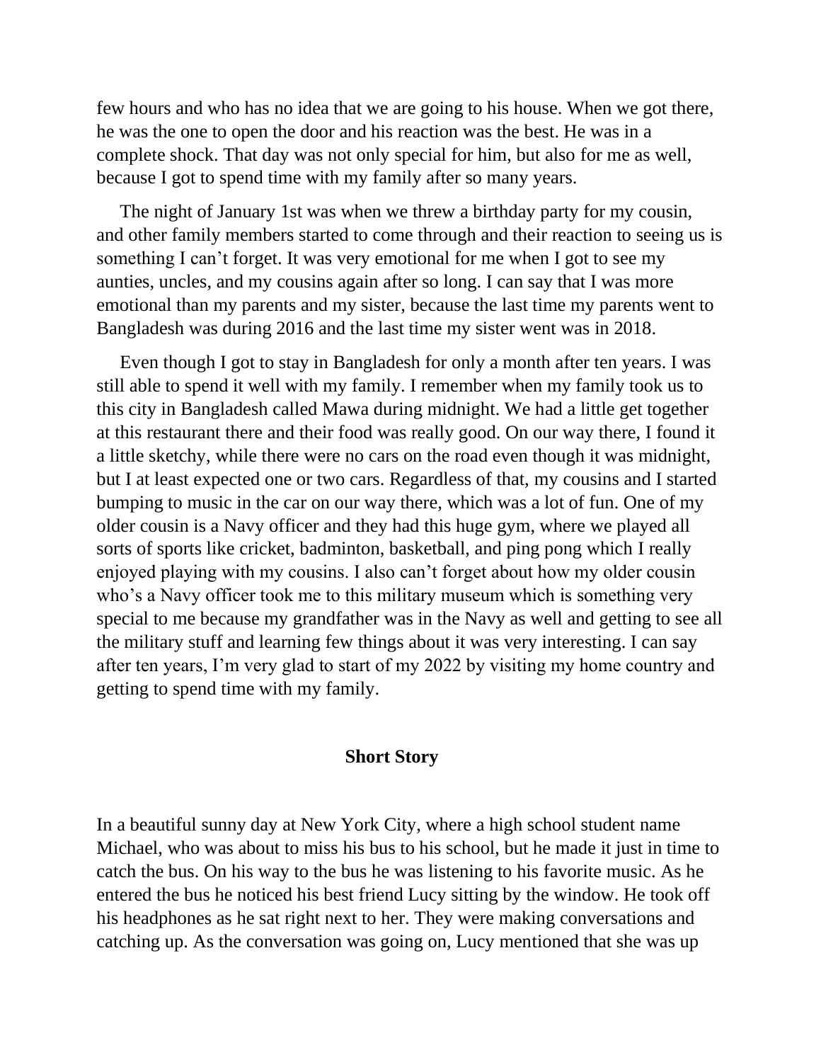few hours and who has no idea that we are going to his house. When we got there, he was the one to open the door and his reaction was the best. He was in a complete shock. That day was not only special for him, but also for me as well, because I got to spend time with my family after so many years.

The night of January 1st was when we threw a birthday party for my cousin, and other family members started to come through and their reaction to seeing us is something I can't forget. It was very emotional for me when I got to see my aunties, uncles, and my cousins again after so long. I can say that I was more emotional than my parents and my sister, because the last time my parents went to Bangladesh was during 2016 and the last time my sister went was in 2018.

Even though I got to stay in Bangladesh for only a month after ten years. I was still able to spend it well with my family. I remember when my family took us to this city in Bangladesh called Mawa during midnight. We had a little get together at this restaurant there and their food was really good. On our way there, I found it a little sketchy, while there were no cars on the road even though it was midnight, but I at least expected one or two cars. Regardless of that, my cousins and I started bumping to music in the car on our way there, which was a lot of fun. One of my older cousin is a Navy officer and they had this huge gym, where we played all sorts of sports like cricket, badminton, basketball, and ping pong which I really enjoyed playing with my cousins. I also can't forget about how my older cousin who's a Navy officer took me to this military museum which is something very special to me because my grandfather was in the Navy as well and getting to see all the military stuff and learning few things about it was very interesting. I can say after ten years, I'm very glad to start of my 2022 by visiting my home country and getting to spend time with my family.

## Short Story

In a beautiful sunny day at New York City, where a high school student name Michael, who was about to miss his bus to his school, but he made it just in time to catch the bus. On his way to the bus he was listening to his favorite music. As he entered the bus he noticed his best friend Lucy sitting by the window. He took off his headphones as he sat right next to her. They were making conversations and catching up. As the conversation was going on, Lucy mentioned that she was up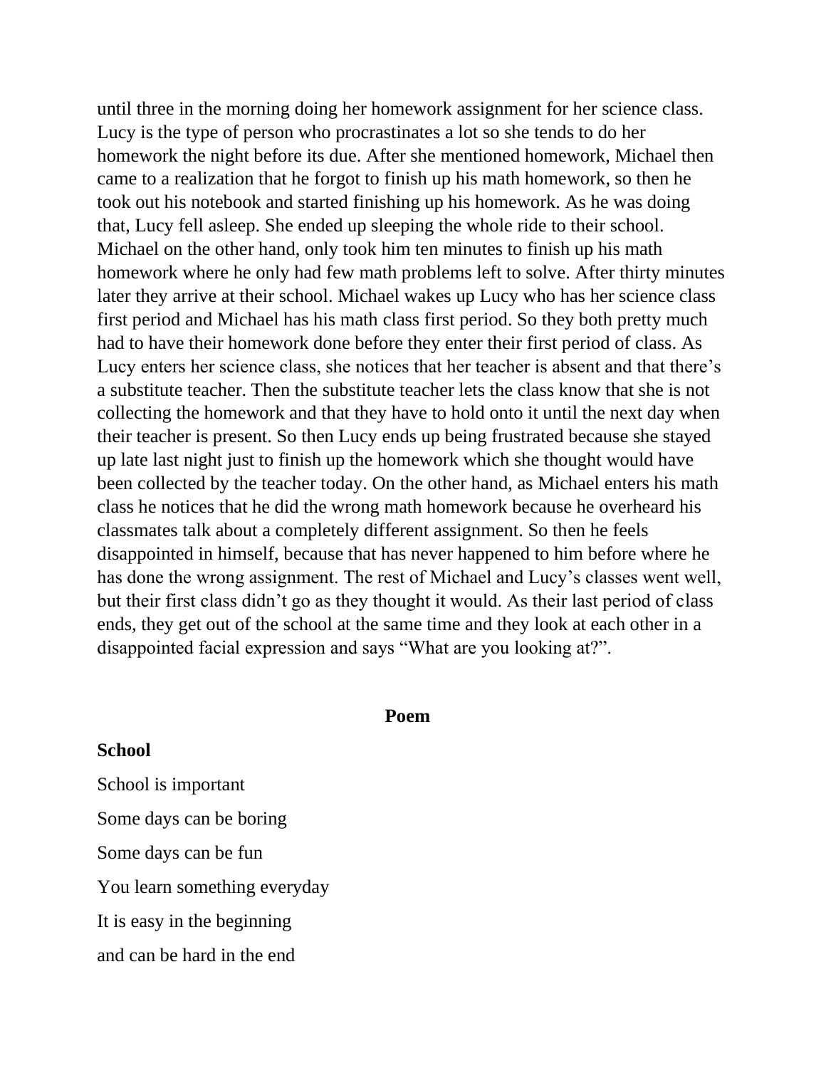until three in the morning doing her homework assignment for her science class. Lucy is the type of person who procrastinates a lot so she tends to do her homework the night before its due. After she mentioned homework, Michael then came to a realization that he forgot to finish up his math homework, so then he took out his notebook and started finishing up his homework. As he was doing that, Lucy fell asleep. She ended up sleeping the whole ride to their school. Michael on the other hand, only took him ten minutes to finish up his math homework where he only had few math problems left to solve. After thirty minutes later they arrive at their school. Michael wakes up Lucy who has her science class first period and Michael has his math class first period. So they both pretty much had to have their homework done before they enter their first period of class. As Lucy enters her science class, she notices that her teacher is absent and that there's a substitute teacher. Then the substitute teacher lets the class know that she is not collecting the homework and that they have to hold onto it until the next day when their teacher is present. So then Lucy ends up being frustrated because she stayed up late last night just to finish up the homework which she thought would have been collected by the teacher today. On the other hand, as Michael enters his math class he notices that he did the wrong math homework because he overheard his classmates talk about a completely different assignment. So then he feels disappointed in himself, because that has never happened to him before where he has done the wrong assignment. The rest of Michael and Lucy's classes went well, but their first class didn't go as they thought it would. As their last period of class ends, they get out of the school at the same time and they look at each other in a disappointed facial expression and says "What are you looking at?".

## Poem

### School

School is important

Some days can be boring

Some days can be fun

You learn something everyday

It is easy in the beginning

and can be hard in the end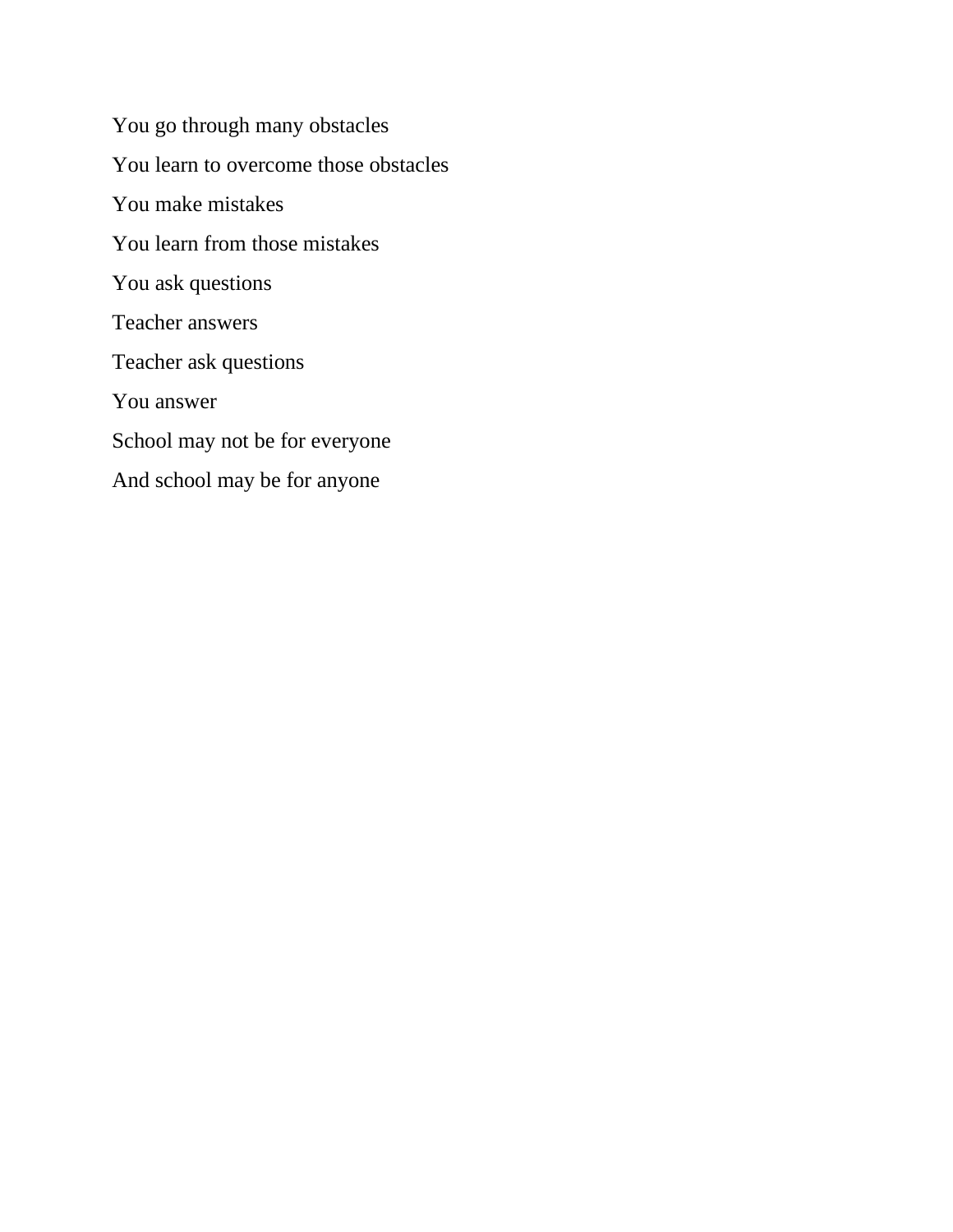You go through many obstacles

You learn to overcome those obstacles

You make mistakes

You learn from those mistakes

You ask questions

Teacher answers

Teacher ask questions

You answer

School may not be for everyone

And school may be for anyone